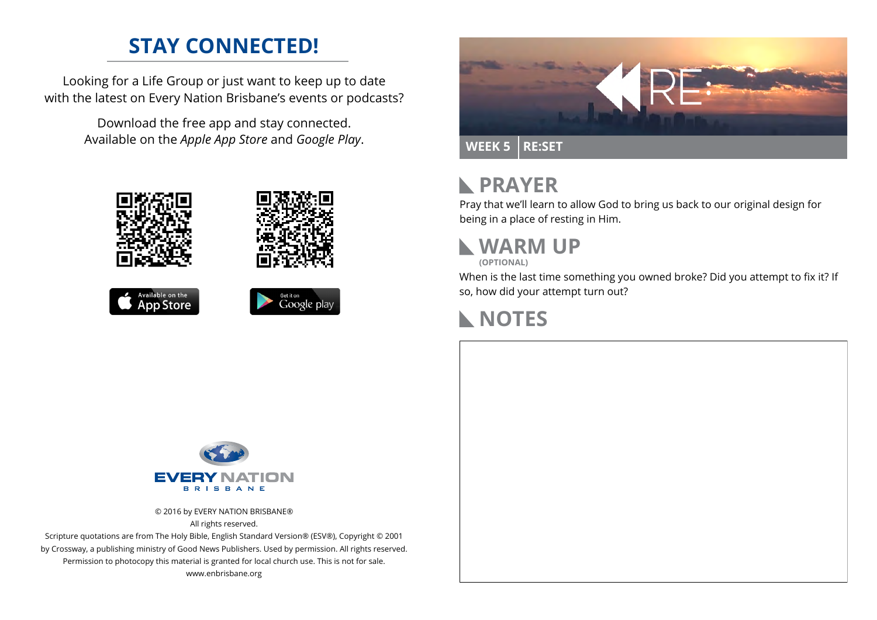# STAY CONNECTED!

Looking for a Life Group or just want to keep up to date with the latest on Every Nation Brisbane's events or podcasts?

Download the free app and stay connected. Available on the *Apple App Store* and *Google Play*.

Available on the App Store

Get it on Google play

EVERY NATION BRISBANE

© 2016 by EVERY NATION BRISBANE®
All rights reserved.
Scripture quotations are from The Holy Bible, English Standard Version® (ESV®), Copyright © 2001 by Crossway, a publishing ministry of Good News Publishers. Used by permission. All rights reserved.
Permission to photocopy this material is granted for local church use. This is not for sale.
www.enbrisbane.org

RE:

**WEEK 5 | RE:SET**

## PRAYER

Pray that we'll learn to allow God to bring us back to our original design for being in a place of resting in Him.

## WARM UP

**(OPTIONAL)**

When is the last time something you owned broke? Did you attempt to fix it? If so, how did your attempt turn out?

## NOTES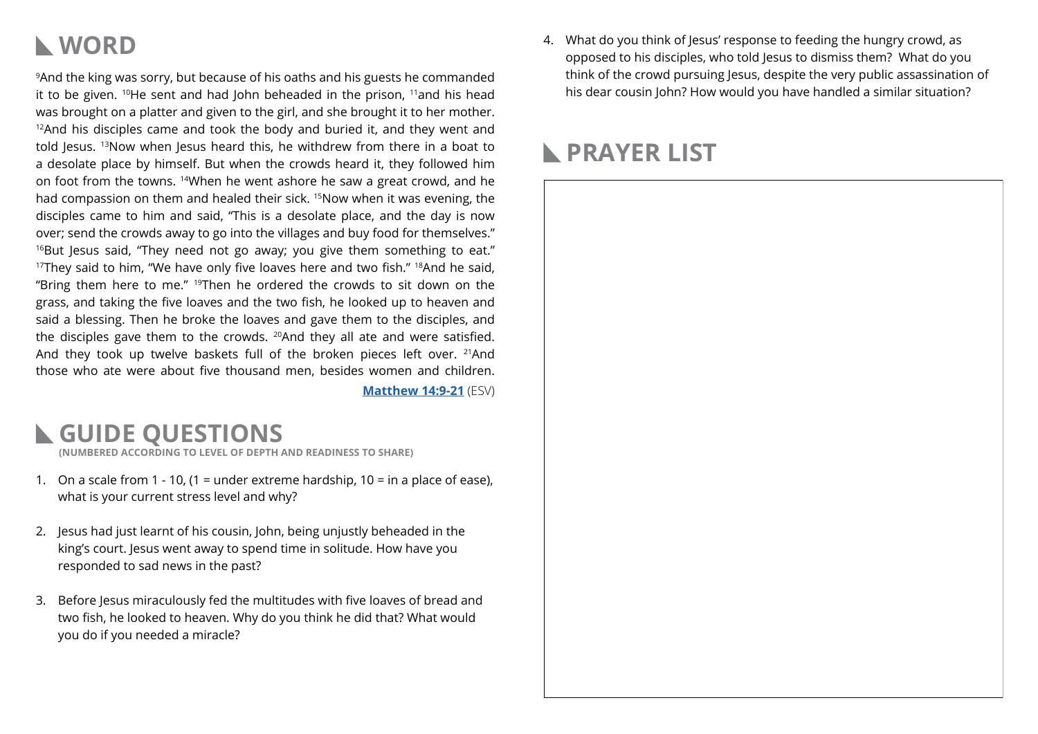## WORD

[9]And the king was sorry, but because of his oaths and his guests he commanded it to be given. [10]He sent and had John beheaded in the prison, [11]and his head was brought on a platter and given to the girl, and she brought it to her mother. [12]And his disciples came and took the body and buried it, and they went and told Jesus. [13]Now when Jesus heard this, he withdrew from there in a boat to a desolate place by himself. But when the crowds heard it, they followed him on foot from the towns. [14]When he went ashore he saw a great crowd, and he had compassion on them and healed their sick. [15]Now when it was evening, the disciples came to him and said, "This is a desolate place, and the day is now over; send the crowds away to go into the villages and buy food for themselves." [16]But Jesus said, "They need not go away; you give them something to eat." [17]They said to him, "We have only five loaves here and two fish." [18]And he said, "Bring them here to me." [19]Then he ordered the crowds to sit down on the grass, and taking the five loaves and the two fish, he looked up to heaven and said a blessing. Then he broke the loaves and gave them to the disciples, and the disciples gave them to the crowds. [20]And they all ate and were satisfied. And they took up twelve baskets full of the broken pieces left over. [21]And those who ate were about five thousand men, besides women and children.

**Matthew 14:9-21** (ESV)

## GUIDE QUESTIONS

**(NUMBERED ACCORDING TO LEVEL OF DEPTH AND READINESS TO SHARE)**

1. On a scale from 1 - 10, (1 = under extreme hardship, 10 = in a place of ease), what is your current stress level and why?

2. Jesus had just learnt of his cousin, John, being unjustly beheaded in the king's court. Jesus went away to spend time in solitude. How have you responded to sad news in the past?

3. Before Jesus miraculously fed the multitudes with five loaves of bread and two fish, he looked to heaven. Why do you think he did that? What would you do if you needed a miracle?

4. What do you think of Jesus' response to feeding the hungry crowd, as opposed to his disciples, who told Jesus to dismiss them? What do you think of the crowd pursuing Jesus, despite the very public assassination of his dear cousin John? How would you have handled a similar situation?

## PRAYER LIST